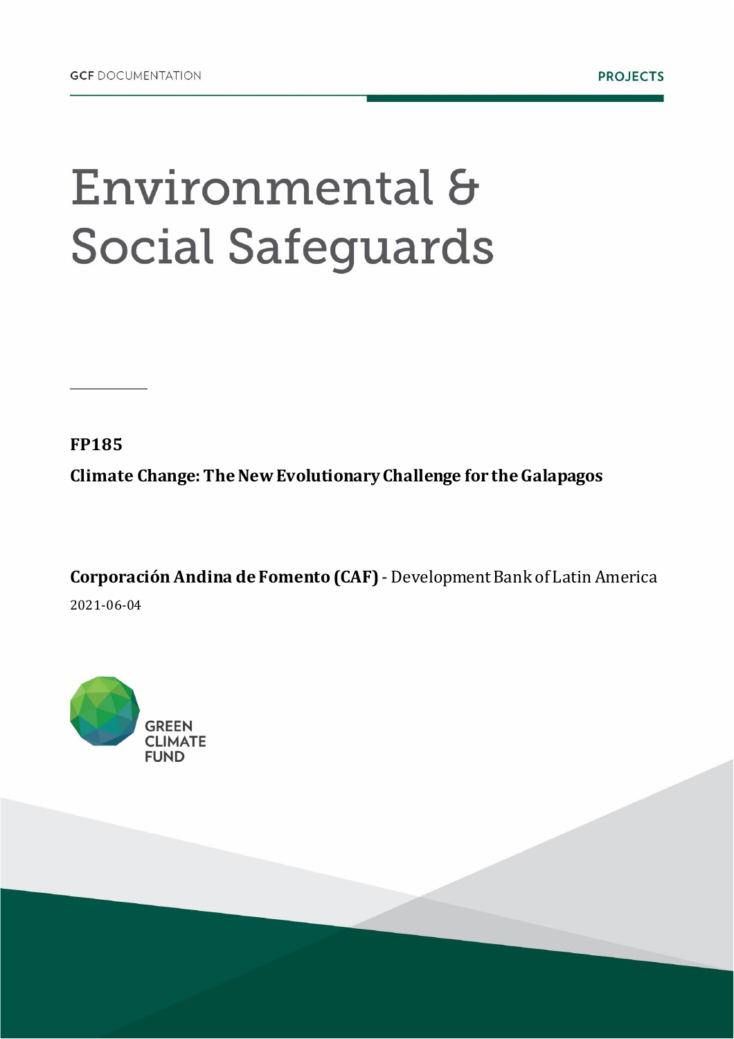GCF DOCUMENTATION

PROJECTS

# Environmental & Social Safeguards

**FP185**

**Climate Change: The New Evolutionary Challenge for the Galapagos**

**Corporación Andina de Fomento (CAF)** - Development Bank of Latin America

2021-06-04

GREEN CLIMATE FUND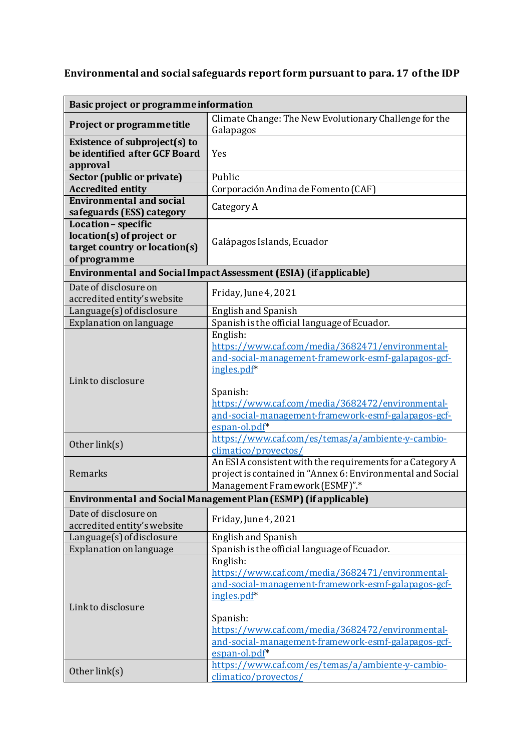**Environmental and social safeguards report form pursuant to para. 17 of the IDP**

| **Basic project or programme information** | |
|---|---|
| **Project or programme title** | Climate Change: The New Evolutionary Challenge for the Galapagos |
| **Existence of subproject(s) to be identified after GCF Board approval** | Yes |
| **Sector (public or private)** | Public |
| **Accredited entity** | Corporación Andina de Fomento (CAF) |
| **Environmental and social safeguards (ESS) category** | Category A |
| **Location – specific location(s) of project or target country or location(s) of programme** | Galápagos Islands, Ecuador |
| **Environmental and Social Impact Assessment (ESIA) (if applicable)** | |
| Date of disclosure on accredited entity's website | Friday, June 4, 2021 |
| Language(s) of disclosure | English and Spanish |
| Explanation on language | Spanish is the official language of Ecuador. |
| Link to disclosure | English: [https://www.caf.com/media/3682471/environmental-and-social-management-framework-esmf-galapagos-gcf-ingles.pdf](https://www.caf.com/media/3682471/environmental-and-social-management-framework-esmf-galapagos-gcf-ingles.pdf)* <br><br> Spanish: [https://www.caf.com/media/3682472/environmental-and-social-management-framework-esmf-galapagos-gcf-espan-ol.pdf](https://www.caf.com/media/3682472/environmental-and-social-management-framework-esmf-galapagos-gcf-espan-ol.pdf)* |
| Other link(s) | [https://www.caf.com/es/temas/a/ambiente-y-cambio-climatico/proyectos/](https://www.caf.com/es/temas/a/ambiente-y-cambio-climatico/proyectos/) |
| Remarks | An ESIA consistent with the requirements for a Category A project is contained in "Annex 6: Environmental and Social Management Framework (ESMF)".* |
| **Environmental and Social Management Plan (ESMP) (if applicable)** | |
| Date of disclosure on accredited entity's website | Friday, June 4, 2021 |
| Language(s) of disclosure | English and Spanish |
| Explanation on language | Spanish is the official language of Ecuador. |
| Link to disclosure | English: [https://www.caf.com/media/3682471/environmental-and-social-management-framework-esmf-galapagos-gcf-ingles.pdf](https://www.caf.com/media/3682471/environmental-and-social-management-framework-esmf-galapagos-gcf-ingles.pdf)* <br><br> Spanish: [https://www.caf.com/media/3682472/environmental-and-social-management-framework-esmf-galapagos-gcf-espan-ol.pdf](https://www.caf.com/media/3682472/environmental-and-social-management-framework-esmf-galapagos-gcf-espan-ol.pdf)* |
| Other link(s) | [https://www.caf.com/es/temas/a/ambiente-y-cambio-climatico/proyectos/](https://www.caf.com/es/temas/a/ambiente-y-cambio-climatico/proyectos/) |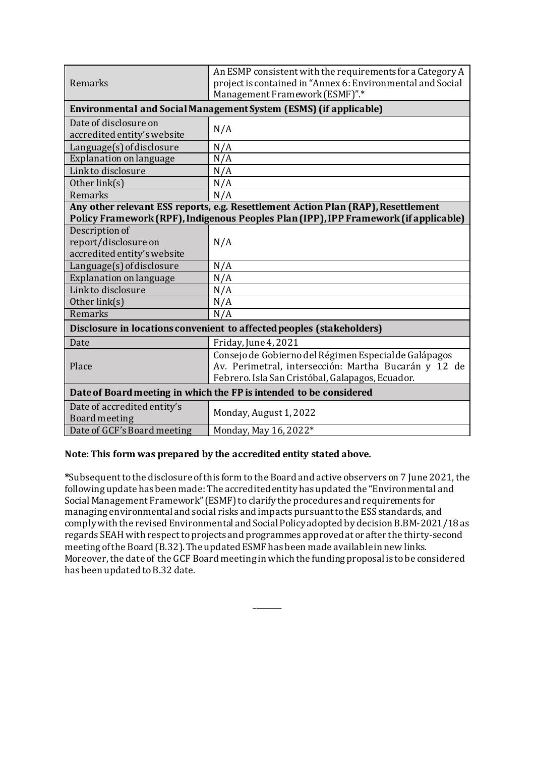| | |
|---|---|
| Remarks | An ESMP consistent with the requirements for a Category A project is contained in "Annex 6: Environmental and Social Management Framework (ESMF)".* |
| **Environmental and Social Management System (ESMS) (if applicable)** | |
| Date of disclosure on accredited entity's website | N/A |
| Language(s) of disclosure | N/A |
| Explanation on language | N/A |
| Link to disclosure | N/A |
| Other link(s) | N/A |
| Remarks | N/A |
| **Any other relevant ESS reports, e.g. Resettlement Action Plan (RAP), Resettlement Policy Framework (RPF), Indigenous Peoples Plan (IPP), IPP Framework (if applicable)** | |
| Description of report/disclosure on accredited entity's website | N/A |
| Language(s) of disclosure | N/A |
| Explanation on language | N/A |
| Link to disclosure | N/A |
| Other link(s) | N/A |
| Remarks | N/A |
| **Disclosure in locations convenient to affected peoples (stakeholders)** | |
| Date | Friday, June 4, 2021 |
| Place | Consejo de Gobierno del Régimen Especial de Galápagos Av. Perimetral, intersección: Martha Bucarán y 12 de Febrero. Isla San Cristóbal, Galapagos, Ecuador. |
| **Date of Board meeting in which the FP is intended to be considered** | |
| Date of accredited entity's Board meeting | Monday, August 1, 2022 |
| Date of GCF's Board meeting | Monday, May 16, 2022* |

**Note: This form was prepared by the accredited entity stated above.**

*Subsequent to the disclosure of this form to the Board and active observers on 7 June 2021, the following update has been made: The accredited entity has updated the "Environmental and Social Management Framework" (ESMF) to clarify the procedures and requirements for managing environmental and social risks and impacts pursuant to the ESS standards, and comply with the revised Environmental and Social Policy adopted by decision B.BM-2021/18 as regards SEAH with respect to projects and programmes approved at or after the thirty-second meeting of the Board (B.32). The updated ESMF has been made available in new links. Moreover, the date of the GCF Board meeting in which the funding proposal is to be considered has been updated to B.32 date.

______